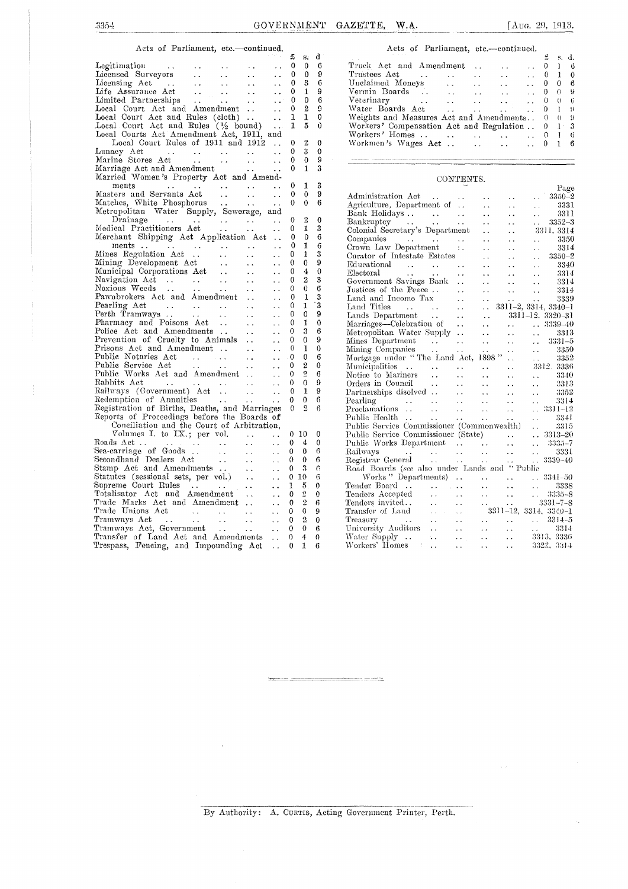## Acts of Parliament, etc.—continued.

| | £ | s. | d. |
|---|---|---|---|
| Legitimation | 0 | 0 | 6 |
| Licensed Surveyors | 0 | 0 | 9 |
| Licensing Act | 0 | 3 | 6 |
| Life Assurance Act | 0 | 1 | 9 |
| Limited Partnerships | 0 | 0 | 6 |
| Local Court Act and Amendment | 0 | 2 | 9 |
| Local Court Act and Rules (cloth) | 1 | 1 | 0 |
| Local Court Act and Rules (½ bound) | 1 | 5 | 0 |
| Local Courts Act Amendment Act, 1911, and Local Court Rules of 1911 and 1912 | 0 | 2 | 0 |
| Lunacy Act | 0 | 3 | 0 |
| Marine Stores Act | 0 | 0 | 9 |
| Marriage Act and Amendment | 0 | 1 | 3 |
| Married Women's Property Act and Amendments | 0 | 1 | 3 |
| Masters and Servants Act | 0 | 0 | 9 |
| Matches, White Phosphorus | 0 | 0 | 6 |
| Metropolitan Water Supply, Sewerage, and Drainage | 0 | 2 | 0 |
| Medical Practitioners Act | 0 | 1 | 3 |
| Merchant Shipping Act Application Act | 0 | 0 | 6 |
| ments | 0 | 1 | 6 |
| Mines Regulation Act | 0 | 1 | 3 |
| Mining Development Act | 0 | 0 | 9 |
| Municipal Corporations Act | 0 | 4 | 0 |
| Navigation Act | 0 | 2 | 3 |
| Noxious Weeds | 0 | 0 | 6 |
| Pawnbrokers Act and Amendment | 0 | 1 | 3 |
| Pearling Act | 0 | 1 | 3 |
| Perth Tramways | 0 | 0 | 9 |
| Pharmacy and Poisons Act | 0 | 1 | 0 |
| Police Act and Amendments | 0 | 3 | 6 |
| Prevention of Cruelty to Animals | 0 | 0 | 9 |
| Prisons Act and Amendment | 0 | 1 | 0 |
| Public Notaries Act | 0 | 0 | 6 |
| Public Service Act | 0 | 2 | 0 |
| Public Works Act and Amendment | 0 | 2 | 6 |
| Rabbits Act | 0 | 0 | 9 |
| Railways (Government) Act | 0 | 1 | 9 |
| Redemption of Annuities | 0 | 0 | 6 |
| Registration of Births, Deaths, and Marriages | 0 | 2 | 6 |
| Reports of Proceedings before the Boards of Conciliation and the Court of Arbitration, Volumes I. to IX.; per vol. | 0 | 10 | 0 |
| Roads Act | 0 | 4 | 0 |
| Sea-carriage of Goods | 0 | 0 | 6 |
| Secondhand Dealers Act | 0 | 0 | 6 |
| Stamp Act and Amendments | 0 | 3 | 6 |
| Statutes (sessional sets, per vol.) | 0 | 10 | 6 |
| Supreme Court Rules | 1 | 5 | 0 |
| Totalisator Act and Amendment | 0 | 2 | 0 |
| Trade Marks Act and Amendment | 0 | 2 | 6 |
| Trade Unions Act | 0 | 0 | 9 |
| Tramways Act | 0 | 2 | 0 |
| Tramways Act, Government | 0 | 0 | 6 |
| Transfer of Land Act and Amendments | 0 | 4 | 0 |
| Trespass, Fencing, and Impounding Act | 0 | 1 | 6 |
| Truck Act and Amendment | 0 | 1 | 6 |
| Trustees Act | 0 | 1 | 0 |
| Unclaimed Moneys | 0 | 0 | 6 |
| Vermin Boards | 0 | 0 | 9 |
| Veterinary | 0 | 0 | 6 |
| Water Boards Act | 0 | 1 | 9 |
| Weights and Measures Act and Amendments | 0 | 0 | 9 |
| Workers' Compensation Act and Regulation | 0 | 1 | 3 |
| Workers' Homes | 0 | 1 | 6 |
| Workmen's Wages Act | 0 | 1 | 6 |

## CONTENTS.

| | Page |
|---|---|
| Administration Act | 3350–2 |
| Agriculture, Department of | 3331 |
| Bank Holidays | 3311 |
| Bankruptcy | 3352–3 |
| Colonial Secretary's Department | 3311, 3314 |
| Companies | 3350 |
| Crown Law Department | 3314 |
| Curator of Intestate Estates | 3350–2 |
| Educational | 3340 |
| Electoral | 3314 |
| Government Savings Bank | 3314 |
| Justices of the Peace | 3314 |
| Land and Income Tax | 3339 |
| Land Titles | 3311–2, 3314, 3340–1 |
| Lands Department | 3311–12, 3320–31 |
| Marriages—Celebration of | 3339–40 |
| Metropolitan Water Supply | 3313 |
| Mines Department | 3331–5 |
| Mining Companies | 3350 |
| Mortgage under "The Land Act, 1898" | 3352 |
| Municipalities | 3312, 3336 |
| Notice to Mariners | 3340 |
| Orders in Council | 3313 |
| Partnerships dissolved | 3352 |
| Pearling | 3314 |
| Proclamations | 3311–12 |
| Public Health | 3341 |
| Public Service Commissioner (Commonwealth) | 3315 |
| Public Service Commissioner (State) | 3313–20 |
| Public Works Department | 3335–7 |
| Railways | 3331 |
| Registrar General | 3339–40 |
| Road Boards (*see* also under Lands and "Public Works" Departments) | 3341–50 |
| Tender Board | 3338 |
| Tenders Accepted | 3335–8 |
| Tenders invited | 3331–7–8 |
| Transfer of Land | 3311–12, 3314, 3340–1 |
| Treasury | 3314–5 |
| University Auditors | 3314 |
| Water Supply | 3313, 3336 |
| Workers' Homes | 3322, 3314 |

By Authority: A. Curtis, Acting Government Printer, Perth.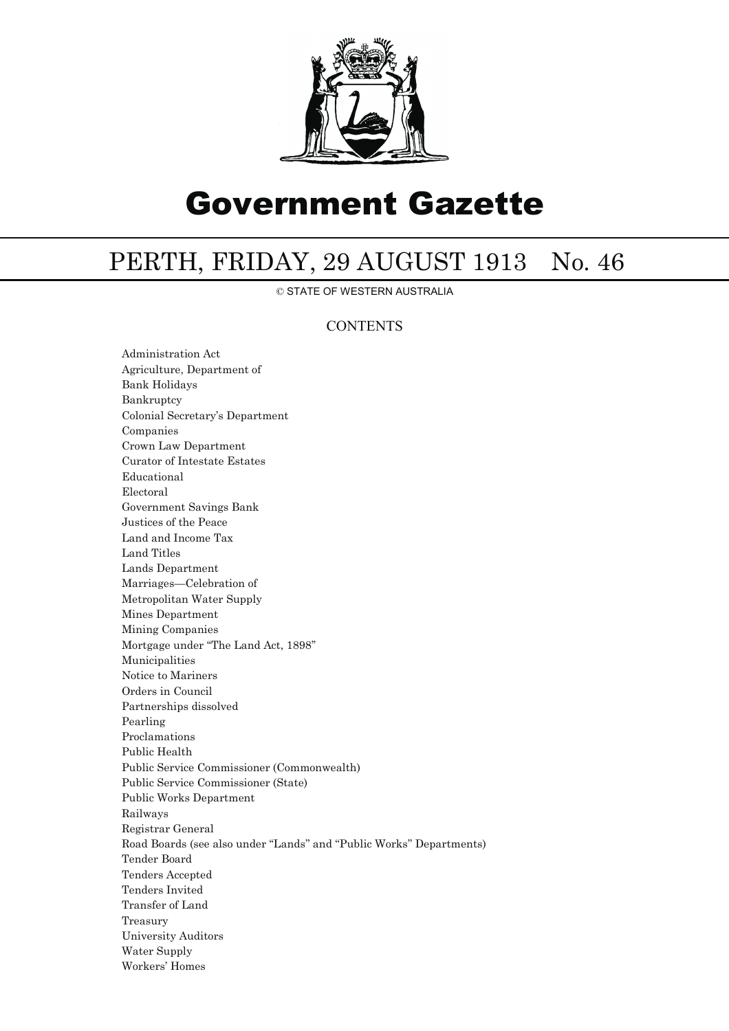# Government Gazette

## PERTH, FRIDAY, 29 AUGUST 1913 No. 46

© STATE OF WESTERN AUSTRALIA

### CONTENTS

Administration Act
Agriculture, Department of
Bank Holidays
Bankruptcy
Colonial Secretary's Department
Companies
Crown Law Department
Curator of Intestate Estates
Educational
Electoral
Government Savings Bank
Justices of the Peace
Land and Income Tax
Land Titles
Lands Department
Marriages—Celebration of
Metropolitan Water Supply
Mines Department
Mining Companies
Mortgage under "The Land Act, 1898"
Municipalities
Notice to Mariners
Orders in Council
Partnerships dissolved
Pearling
Proclamations
Public Health
Public Service Commissioner (Commonwealth)
Public Service Commissioner (State)
Public Works Department
Railways
Registrar General
Road Boards (see also under "Lands" and "Public Works" Departments)
Tender Board
Tenders Accepted
Tenders Invited
Transfer of Land
Treasury
University Auditors
Water Supply
Workers' Homes